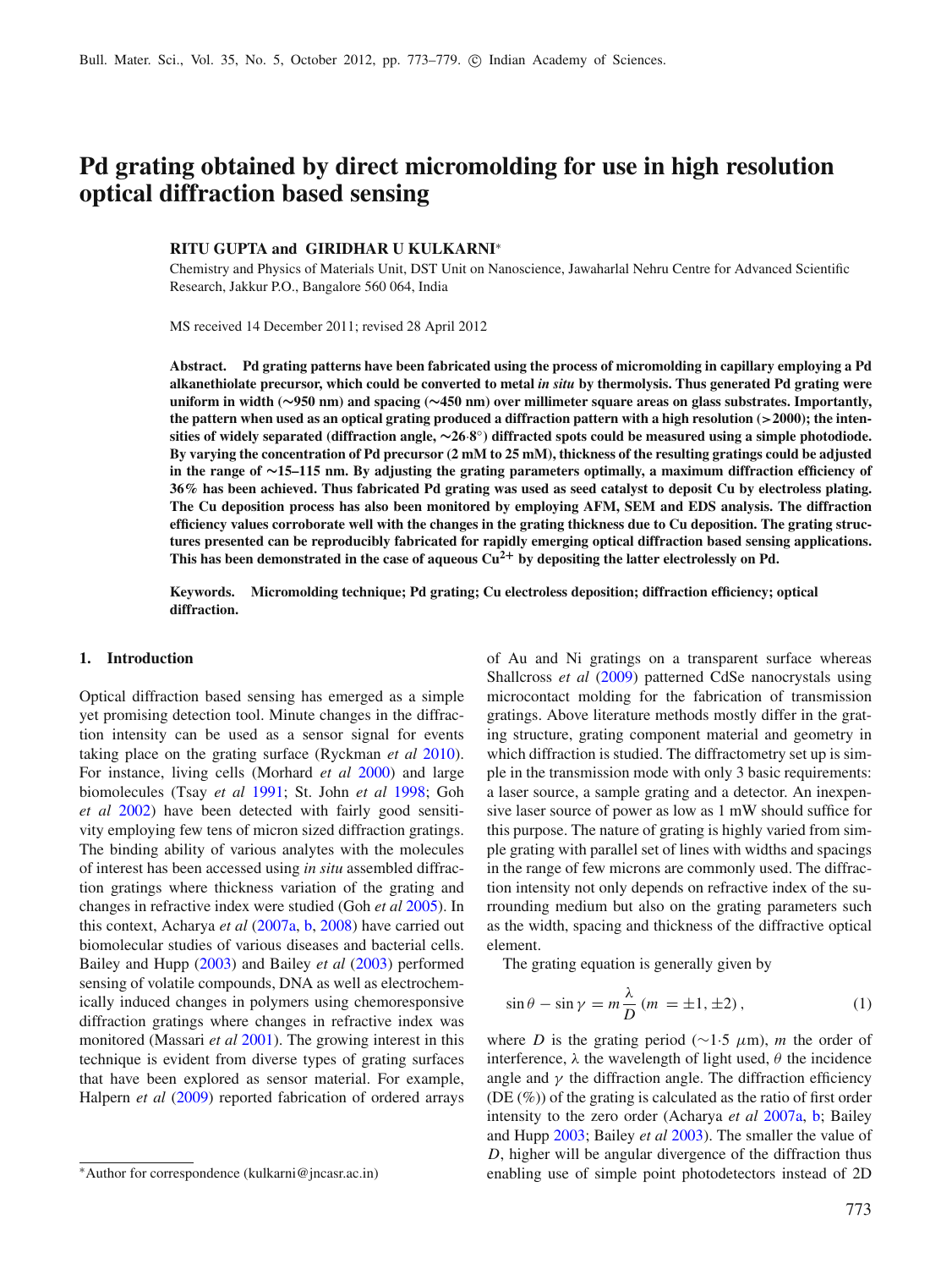# Pd grating obtained by direct micromolding for use in high resolution optical diffraction based sensing

**RITU GUPTA and GIRIDHAR U KULKARNI***

Chemistry and Physics of Materials Unit, DST Unit on Nanoscience, Jawaharlal Nehru Centre for Advanced Scientific Research, Jakkur P.O., Bangalore 560 064, India

MS received 14 December 2011; revised 28 April 2012

**Abstract.** **Pd grating patterns have been fabricated using the process of micromolding in capillary employing a Pd alkanethiolate precursor, which could be converted to metal *in situ* by thermolysis. Thus generated Pd grating were uniform in width (∼950 nm) and spacing (∼450 nm) over millimeter square areas on glass substrates. Importantly, the pattern when used as an optical grating produced a diffraction pattern with a high resolution (>2000); the intensities of widely separated (diffraction angle, ∼26·8°) diffracted spots could be measured using a simple photodiode. By varying the concentration of Pd precursor (2 mM to 25 mM), thickness of the resulting gratings could be adjusted in the range of ∼15–115 nm. By adjusting the grating parameters optimally, a maximum diffraction efficiency of 36% has been achieved. Thus fabricated Pd grating was used as seed catalyst to deposit Cu by electroless plating. The Cu deposition process has also been monitored by employing AFM, SEM and EDS analysis. The diffraction efficiency values corroborate well with the changes in the grating thickness due to Cu deposition. The grating structures presented can be reproducibly fabricated for rapidly emerging optical diffraction based sensing applications. This has been demonstrated in the case of aqueous $Cu^{2+}$ by depositing the latter electrolessly on Pd.**

**Keywords.** **Micromolding technique; Pd grating; Cu electroless deposition; diffraction efficiency; optical diffraction.**

## 1. Introduction

Optical diffraction based sensing has emerged as a simple yet promising detection tool. Minute changes in the diffraction intensity can be used as a sensor signal for events taking place on the grating surface (Ryckman *et al* 2010). For instance, living cells (Morhard *et al* 2000) and large biomolecules (Tsay *et al* 1991; St. John *et al* 1998; Goh *et al* 2002) have been detected with fairly good sensitivity employing few tens of micron sized diffraction gratings. The binding ability of various analytes with the molecules of interest has been accessed using *in situ* assembled diffraction gratings where thickness variation of the grating and changes in refractive index were studied (Goh *et al* 2005). In this context, Acharya *et al* (2007a, b, 2008) have carried out biomolecular studies of various diseases and bacterial cells. Bailey and Hupp (2003) and Bailey *et al* (2003) performed sensing of volatile compounds, DNA as well as electrochemically induced changes in polymers using chemoresponsive diffraction gratings where changes in refractive index was monitored (Massari *et al* 2001). The growing interest in this technique is evident from diverse types of grating surfaces that have been explored as sensor material. For example, Halpern *et al* (2009) reported fabrication of ordered arrays of Au and Ni gratings on a transparent surface whereas Shallcross *et al* (2009) patterned CdSe nanocrystals using microcontact molding for the fabrication of transmission gratings. Above literature methods mostly differ in the grating structure, grating component material and geometry in which diffraction is studied. The diffractometry set up is simple in the transmission mode with only 3 basic requirements: a laser source, a sample grating and a detector. An inexpensive laser source of power as low as 1 mW should suffice for this purpose. The nature of grating is highly varied from simple grating with parallel set of lines with widths and spacings in the range of few microns are commonly used. The diffraction intensity not only depends on refractive index of the surrounding medium but also on the grating parameters such as the width, spacing and thickness of the diffractive optical element.

The grating equation is generally given by

$$\sin\theta - \sin\gamma = m\frac{\lambda}{D}\,(m = \pm 1, \pm 2)\,, \tag{1}$$

where $D$ is the grating period (∼1·5 μm), $m$ the order of interference, $\lambda$ the wavelength of light used, $\theta$ the incidence angle and $\gamma$ the diffraction angle. The diffraction efficiency (DE (%)) of the grating is calculated as the ratio of first order intensity to the zero order (Acharya *et al* 2007a, b; Bailey and Hupp 2003; Bailey *et al* 2003). The smaller the value of $D$, higher will be angular divergence of the diffraction thus enabling use of simple point photodetectors instead of 2D

*Author for correspondence (kulkarni@jncasr.ac.in)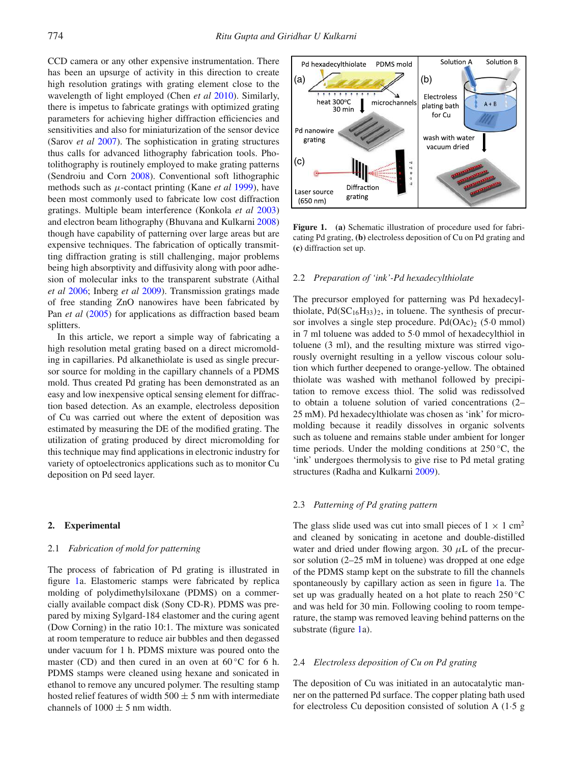CCD camera or any other expensive instrumentation. There has been an upsurge of activity in this direction to create high resolution gratings with grating element close to the wavelength of light employed (Chen *et al* 2010). Similarly, there is impetus to fabricate gratings with optimized grating parameters for achieving higher diffraction efficiencies and sensitivities and also for miniaturization of the sensor device (Sarov *et al* 2007). The sophistication in grating structures thus calls for advanced lithography fabrication tools. Photolithography is routinely employed to make grating patterns (Sendroiu and Corn 2008). Conventional soft lithographic methods such as $\mu$-contact printing (Kane *et al* 1999), have been most commonly used to fabricate low cost diffraction gratings. Multiple beam interference (Konkola *et al* 2003) and electron beam lithography (Bhuvana and Kulkarni 2008) though have capability of patterning over large areas but are expensive techniques. The fabrication of optically transmitting diffraction grating is still challenging, major problems being high absorptivity and diffusivity along with poor adhesion of molecular inks to the transparent substrate (Aithal *et al* 2006; Inberg *et al* 2009). Transmission gratings made of free standing ZnO nanowires have been fabricated by Pan *et al* (2005) for applications as diffraction based beam splitters.

In this article, we report a simple way of fabricating a high resolution metal grating based on a direct micromolding in capillaries. Pd alkanethiolate is used as single precursor source for molding in the capillary channels of a PDMS mold. Thus created Pd grating has been demonstrated as an easy and low inexpensive optical sensing element for diffraction based detection. As an example, electroless deposition of Cu was carried out where the extent of deposition was estimated by measuring the DE of the modified grating. The utilization of grating produced by direct micromolding for this technique may find applications in electronic industry for variety of optoelectronics applications such as to monitor Cu deposition on Pd seed layer.

**Figure 1.** **(a)** Schematic illustration of procedure used for fabricating Pd grating, **(b)** electroless deposition of Cu on Pd grating and **(c)** diffraction set up.

## 2. Experimental

### 2.1 *Fabrication of mold for patterning*

The process of fabrication of Pd grating is illustrated in figure 1a. Elastomeric stamps were fabricated by replica molding of polydimethylsiloxane (PDMS) on a commercially available compact disk (Sony CD-R). PDMS was prepared by mixing Sylgard-184 elastomer and the curing agent (Dow Corning) in the ratio 10:1. The mixture was sonicated at room temperature to reduce air bubbles and then degassed under vacuum for 1 h. PDMS mixture was poured onto the master (CD) and then cured in an oven at 60 °C for 6 h. PDMS stamps were cleaned using hexane and sonicated in ethanol to remove any uncured polymer. The resulting stamp hosted relief features of width 500 ± 5 nm with intermediate channels of 1000 ± 5 nm width.

### 2.2 *Preparation of 'ink'-Pd hexadecylthiolate*

The precursor employed for patterning was Pd hexadecylthiolate, $Pd(SC_{16}H_{33})_2$, in toluene. The synthesis of precursor involves a single step procedure. $Pd(OAc)_2$ (5·0 mmol) in 7 ml toluene was added to 5·0 mmol of hexadecylthiol in toluene (3 ml), and the resulting mixture was stirred vigorously overnight resulting in a yellow viscous colour solution which further deepened to orange-yellow. The obtained thiolate was washed with methanol followed by precipitation to remove excess thiol. The solid was redissolved to obtain a toluene solution of varied concentrations (2–25 mM). Pd hexadecylthiolate was chosen as 'ink' for micromolding because it readily dissolves in organic solvents such as toluene and remains stable under ambient for longer time periods. Under the molding conditions at 250 °C, the 'ink' undergoes thermolysis to give rise to Pd metal grating structures (Radha and Kulkarni 2009).

### 2.3 *Patterning of Pd grating pattern*

The glass slide used was cut into small pieces of 1 × 1 cm$^2$ and cleaned by sonicating in acetone and double-distilled water and dried under flowing argon. 30 $\mu$L of the precursor solution (2–25 mM in toluene) was dropped at one edge of the PDMS stamp kept on the substrate to fill the channels spontaneously by capillary action as seen in figure 1a. The set up was gradually heated on a hot plate to reach 250 °C and was held for 30 min. Following cooling to room temperature, the stamp was removed leaving behind patterns on the substrate (figure 1a).

### 2.4 *Electroless deposition of Cu on Pd grating*

The deposition of Cu was initiated in an autocatalytic manner on the patterned Pd surface. The copper plating bath used for electroless Cu deposition consisted of solution A (1·5 g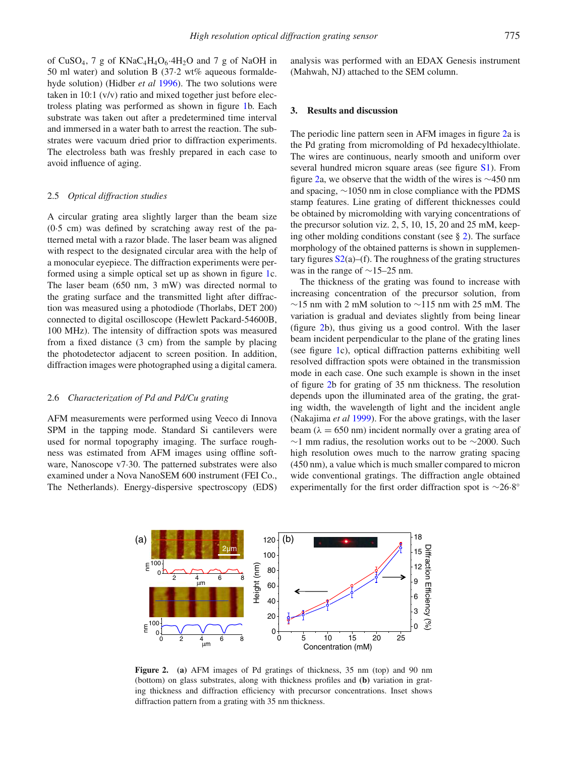of $CuSO_4$, 7 g of $KNaC_4H_4O_6{\cdot}4H_2O$ and 7 g of NaOH in 50 ml water) and solution B (37·2 wt% aqueous formaldehyde solution) (Hidber *et al* 1996). The two solutions were taken in 10:1 (v/v) ratio and mixed together just before electroless plating was performed as shown in figure 1b. Each substrate was taken out after a predetermined time interval and immersed in a water bath to arrest the reaction. The substrates were vacuum dried prior to diffraction experiments. The electroless bath was freshly prepared in each case to avoid influence of aging.

### 2.5 *Optical diffraction studies*

A circular grating area slightly larger than the beam size (0·5 cm) was defined by scratching away rest of the patterned metal with a razor blade. The laser beam was aligned with respect to the designated circular area with the help of a monocular eyepiece. The diffraction experiments were performed using a simple optical set up as shown in figure 1c. The laser beam (650 nm, 3 mW) was directed normal to the grating surface and the transmitted light after diffraction was measured using a photodiode (Thorlabs, DET 200) connected to digital oscilloscope (Hewlett Packard-54600B, 100 MHz). The intensity of diffraction spots was measured from a fixed distance (3 cm) from the sample by placing the photodetector adjacent to screen position. In addition, diffraction images were photographed using a digital camera.

### 2.6 *Characterization of Pd and Pd/Cu grating*

AFM measurements were performed using Veeco di Innova SPM in the tapping mode. Standard Si cantilevers were used for normal topography imaging. The surface roughness was estimated from AFM images using offline software, Nanoscope v7·30. The patterned substrates were also examined under a Nova NanoSEM 600 instrument (FEI Co., The Netherlands). Energy-dispersive spectroscopy (EDS) analysis was performed with an EDAX Genesis instrument (Mahwah, NJ) attached to the SEM column.

## 3. Results and discussion

The periodic line pattern seen in AFM images in figure 2a is the Pd grating from micromolding of Pd hexadecylthiolate. The wires are continuous, nearly smooth and uniform over several hundred micron square areas (see figure S1). From figure 2a, we observe that the width of the wires is ~450 nm and spacing, ~1050 nm in close compliance with the PDMS stamp features. Line grating of different thicknesses could be obtained by micromolding with varying concentrations of the precursor solution viz. 2, 5, 10, 15, 20 and 25 mM, keeping other molding conditions constant (see § 2). The surface morphology of the obtained patterns is shown in supplementary figures S2(a)–(f). The roughness of the grating structures was in the range of ~15–25 nm.

The thickness of the grating was found to increase with increasing concentration of the precursor solution, from ~15 nm with 2 mM solution to ~115 nm with 25 mM. The variation is gradual and deviates slightly from being linear (figure 2b), thus giving us a good control. With the laser beam incident perpendicular to the plane of the grating lines (see figure 1c), optical diffraction patterns exhibiting well resolved diffraction spots were obtained in the transmission mode in each case. One such example is shown in the inset of figure 2b for grating of 35 nm thickness. The resolution depends upon the illuminated area of the grating, the grating width, the wavelength of light and the incident angle (Nakajima *et al* 1999). For the above gratings, with the laser beam ($\lambda = 650$ nm) incident normally over a grating area of ~1 mm radius, the resolution works out to be ~2000. Such high resolution owes much to the narrow grating spacing (450 nm), a value which is much smaller compared to micron wide conventional gratings. The diffraction angle obtained experimentally for the first order diffraction spot is ~26·8°

**Figure 2.** **(a)** AFM images of Pd gratings of thickness, 35 nm (top) and 90 nm (bottom) on glass substrates, along with thickness profiles and **(b)** variation in grating thickness and diffraction efficiency with precursor concentrations. Inset shows diffraction pattern from a grating with 35 nm thickness.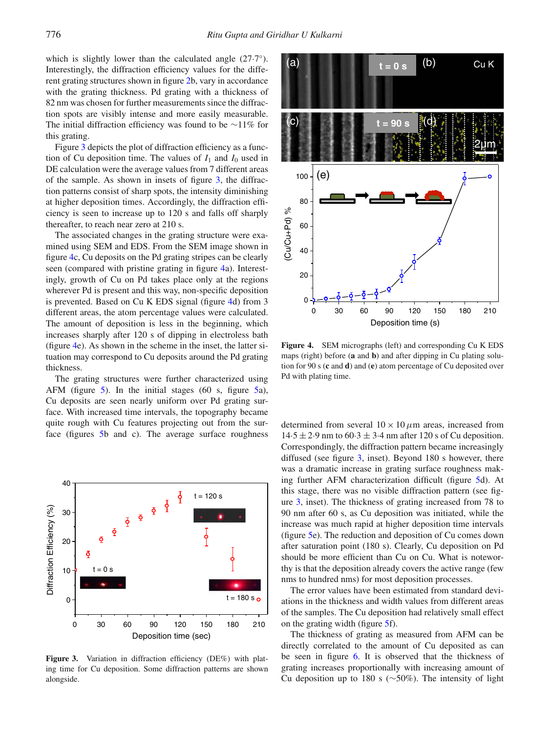which is slightly lower than the calculated angle (27·7°). Interestingly, the diffraction efficiency values for the different grating structures shown in figure 2b, vary in accordance with the grating thickness. Pd grating with a thickness of 82 nm was chosen for further measurements since the diffraction spots are visibly intense and more easily measurable. The initial diffraction efficiency was found to be ∼11% for this grating.

Figure 3 depicts the plot of diffraction efficiency as a function of Cu deposition time. The values of $I_1$ and $I_0$ used in DE calculation were the average values from 7 different areas of the sample. As shown in insets of figure 3, the diffraction patterns consist of sharp spots, the intensity diminishing at higher deposition times. Accordingly, the diffraction efficiency is seen to increase up to 120 s and falls off sharply thereafter, to reach near zero at 210 s.

The associated changes in the grating structure were examined using SEM and EDS. From the SEM image shown in figure 4c, Cu deposits on the Pd grating stripes can be clearly seen (compared with pristine grating in figure 4a). Interestingly, growth of Cu on Pd takes place only at the regions wherever Pd is present and this way, non-specific deposition is prevented. Based on Cu K EDS signal (figure 4d) from 3 different areas, the atom percentage values were calculated. The amount of deposition is less in the beginning, which increases sharply after 120 s of dipping in electroless bath (figure 4e). As shown in the scheme in the inset, the latter situation may correspond to Cu deposits around the Pd grating thickness.

The grating structures were further characterized using AFM (figure 5). In the initial stages (60 s, figure 5a), Cu deposits are seen nearly uniform over Pd grating surface. With increased time intervals, the topography became quite rough with Cu features projecting out from the surface (figures 5b and c). The average surface roughness determined from several $10 \times 10\,\mu$m areas, increased from $14{\cdot}5 \pm 2{\cdot}9$ nm to $60{\cdot}3 \pm 3{\cdot}4$ nm after 120 s of Cu deposition. Correspondingly, the diffraction pattern became increasingly diffused (see figure 3, inset). Beyond 180 s however, there was a dramatic increase in grating surface roughness making further AFM characterization difficult (figure 5d). At this stage, there was no visible diffraction pattern (see figure 3, inset). The thickness of grating increased from 78 to 90 nm after 60 s, as Cu deposition was initiated, while the increase was much rapid at higher deposition time intervals (figure 5e). The reduction and deposition of Cu comes down after saturation point (180 s). Clearly, Cu deposition on Pd should be more efficient than Cu on Cu. What is noteworthy is that the deposition already covers the active range (few nms to hundred nms) for most deposition processes.

The error values have been estimated from standard deviations in the thickness and width values from different areas of the samples. The Cu deposition had relatively small effect on the grating width (figure 5f).

The thickness of grating as measured from AFM can be directly correlated to the amount of Cu deposited as can be seen in figure 6. It is observed that the thickness of grating increases proportionally with increasing amount of Cu deposition up to 180 s (∼50%). The intensity of light

**Figure 4.** SEM micrographs (left) and corresponding Cu K EDS maps (right) before (**a** and **b**) and after dipping in Cu plating solution for 90 s (**c** and **d**) and (**e**) atom percentage of Cu deposited over Pd with plating time.

**Figure 3.** Variation in diffraction efficiency (DE%) with plating time for Cu deposition. Some diffraction patterns are shown alongside.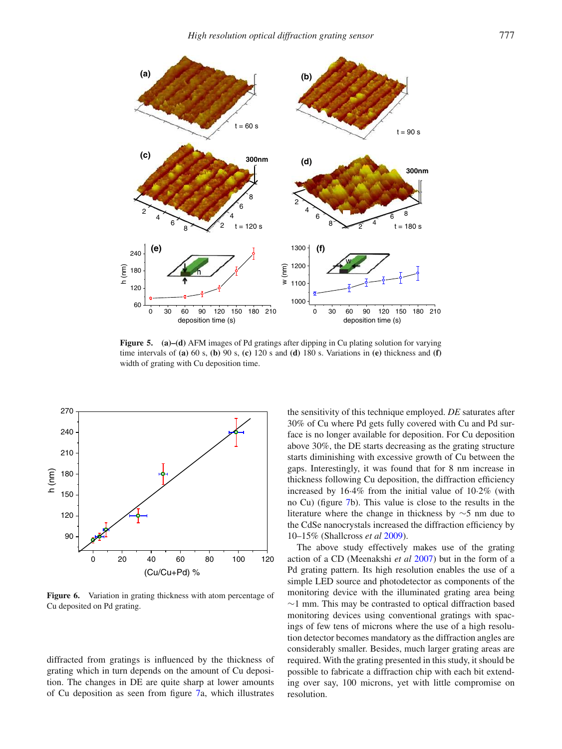**Figure 5.** **(a)–(d)** AFM images of Pd gratings after dipping in Cu plating solution for varying time intervals of **(a)** 60 s, **(b)** 90 s, **(c)** 120 s and **(d)** 180 s. Variations in **(e)** thickness and **(f)** width of grating with Cu deposition time.

**Figure 6.** Variation in grating thickness with atom percentage of Cu deposited on Pd grating.

diffracted from gratings is influenced by the thickness of grating which in turn depends on the amount of Cu deposition. The changes in DE are quite sharp at lower amounts of Cu deposition as seen from figure 7a, which illustrates the sensitivity of this technique employed. *DE* saturates after 30% of Cu where Pd gets fully covered with Cu and Pd surface is no longer available for deposition. For Cu deposition above 30%, the DE starts decreasing as the grating structure starts diminishing with excessive growth of Cu between the gaps. Interestingly, it was found that for 8 nm increase in thickness following Cu deposition, the diffraction efficiency increased by 16·4% from the initial value of 10·2% (with no Cu) (figure 7b). This value is close to the results in the literature where the change in thickness by ~5 nm due to the CdSe nanocrystals increased the diffraction efficiency by 10–15% (Shallcross *et al* 2009).

The above study effectively makes use of the grating action of a CD (Meenakshi *et al* 2007) but in the form of a Pd grating pattern. Its high resolution enables the use of a simple LED source and photodetector as components of the monitoring device with the illuminated grating area being ~1 mm. This may be contrasted to optical diffraction based monitoring devices using conventional gratings with spacings of few tens of microns where the use of a high resolution detector becomes mandatory as the diffraction angles are considerably smaller. Besides, much larger grating areas are required. With the grating presented in this study, it should be possible to fabricate a diffraction chip with each bit extending over say, 100 microns, yet with little compromise on resolution.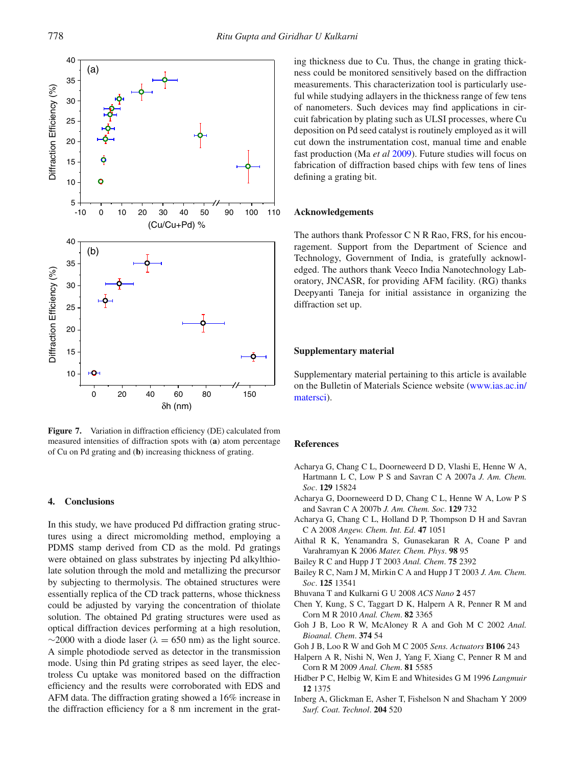ing thickness due to Cu. Thus, the change in grating thickness could be monitored sensitively based on the diffraction measurements. This characterization tool is particularly useful while studying adlayers in the thickness range of few tens of nanometers. Such devices may find applications in circuit fabrication by plating such as ULSI processes, where Cu deposition on Pd seed catalyst is routinely employed as it will cut down the instrumentation cost, manual time and enable fast production (Ma *et al* 2009). Future studies will focus on fabrication of diffraction based chips with few tens of lines defining a grating bit.

**Figure 7.** Variation in diffraction efficiency (DE) calculated from measured intensities of diffraction spots with (**a**) atom percentage of Cu on Pd grating and (**b**) increasing thickness of grating.

## 4. Conclusions

In this study, we have produced Pd diffraction grating structures using a direct micromolding method, employing a PDMS stamp derived from CD as the mold. Pd gratings were obtained on glass substrates by injecting Pd alkylthiolate solution through the mold and metallizing the precursor by subjecting to thermolysis. The obtained structures were essentially replica of the CD track patterns, whose thickness could be adjusted by varying the concentration of thiolate solution. The obtained Pd grating structures were used as optical diffraction devices performing at a high resolution, ~2000 with a diode laser ($\lambda = 650$ nm) as the light source. A simple photodiode served as detector in the transmission mode. Using thin Pd grating stripes as seed layer, the electroless Cu uptake was monitored based on the diffraction efficiency and the results were corroborated with EDS and AFM data. The diffraction grating showed a 16% increase in the diffraction efficiency for a 8 nm increment in the grating thickness due to Cu.

## Acknowledgements

The authors thank Professor C N R Rao, FRS, for his encouragement. Support from the Department of Science and Technology, Government of India, is gratefully acknowledged. The authors thank Veeco India Nanotechnology Laboratory, JNCASR, for providing AFM facility. (RG) thanks Deepyanti Taneja for initial assistance in organizing the diffraction set up.

## Supplementary material

Supplementary material pertaining to this article is available on the Bulletin of Materials Science website (www.ias.ac.in/matersci).

## References

Acharya G, Chang C L, Doorneweerd D D, Vlashi E, Henne W A, Hartmann L C, Low P S and Savran C A 2007a *J. Am. Chem. Soc*. **129** 15824

Acharya G, Doorneweerd D D, Chang C L, Henne W A, Low P S and Savran C A 2007b *J. Am. Chem. Soc*. **129** 732

Acharya G, Chang C L, Holland D P, Thompson D H and Savran C A 2008 *Angew. Chem. Int. Ed*. **47** 1051

Aithal R K, Yenamandra S, Gunasekaran R A, Coane P and Varahramyan K 2006 *Mater. Chem. Phys*. **98** 95

Bailey R C and Hupp J T 2003 *Anal. Chem*. **75** 2392

Bailey R C, Nam J M, Mirkin C A and Hupp J T 2003 *J. Am. Chem. Soc*. **125** 13541

Bhuvana T and Kulkarni G U 2008 *ACS Nano* **2** 457

Chen Y, Kung, S C, Taggart D K, Halpern A R, Penner R M and Corn M R 2010 *Anal. Chem*. **82** 3365

Goh J B, Loo R W, McAloney R A and Goh M C 2002 *Anal. Bioanal. Chem*. **374** 54

Goh J B, Loo R W and Goh M C 2005 *Sens. Actuators* **B106** 243

Halpern A R, Nishi N, Wen J, Yang F, Xiang C, Penner R M and Corn R M 2009 *Anal. Chem*. **81** 5585

Hidber P C, Helbig W, Kim E and Whitesides G M 1996 *Langmuir* **12** 1375

Inberg A, Glickman E, Asher T, Fishelson N and Shacham Y 2009 *Surf. Coat. Technol*. **204** 520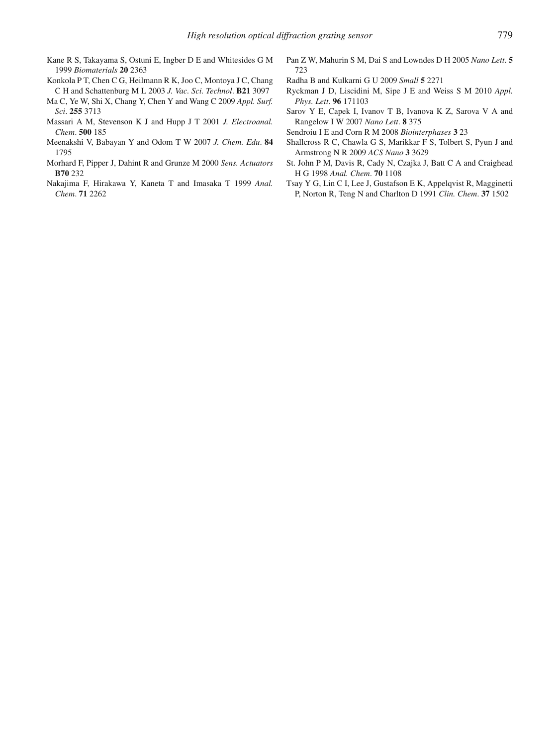Kane R S, Takayama S, Ostuni E, Ingber D E and Whitesides G M 1999 *Biomaterials* **20** 2363

Konkola P T, Chen C G, Heilmann R K, Joo C, Montoya J C, Chang C H and Schattenburg M L 2003 *J. Vac. Sci. Technol*. **B21** 3097

Ma C, Ye W, Shi X, Chang Y, Chen Y and Wang C 2009 *Appl. Surf. Sci*. **255** 3713

Massari A M, Stevenson K J and Hupp J T 2001 *J. Electroanal. Chem*. **500** 185

Meenakshi V, Babayan Y and Odom T W 2007 *J. Chem. Edu*. **84** 1795

Morhard F, Pipper J, Dahint R and Grunze M 2000 *Sens. Actuators* **B70** 232

Nakajima F, Hirakawa Y, Kaneta T and Imasaka T 1999 *Anal. Chem*. **71** 2262

Pan Z W, Mahurin S M, Dai S and Lowndes D H 2005 *Nano Lett*. **5** 723

Radha B and Kulkarni G U 2009 *Small* **5** 2271

Ryckman J D, Liscidini M, Sipe J E and Weiss S M 2010 *Appl. Phys. Lett*. **96** 171103

Sarov Y E, Capek I, Ivanov T B, Ivanova K Z, Sarova V A and Rangelow I W 2007 *Nano Lett*. **8** 375

Sendroiu I E and Corn R M 2008 *Biointerphases* **3** 23

Shallcross R C, Chawla G S, Marikkar F S, Tolbert S, Pyun J and Armstrong N R 2009 *ACS Nano* **3** 3629

St. John P M, Davis R, Cady N, Czajka J, Batt C A and Craighead H G 1998 *Anal. Chem*. **70** 1108

Tsay Y G, Lin C I, Lee J, Gustafson E K, Appelqvist R, Magginetti P, Norton R, Teng N and Charlton D 1991 *Clin. Chem*. **37** 1502